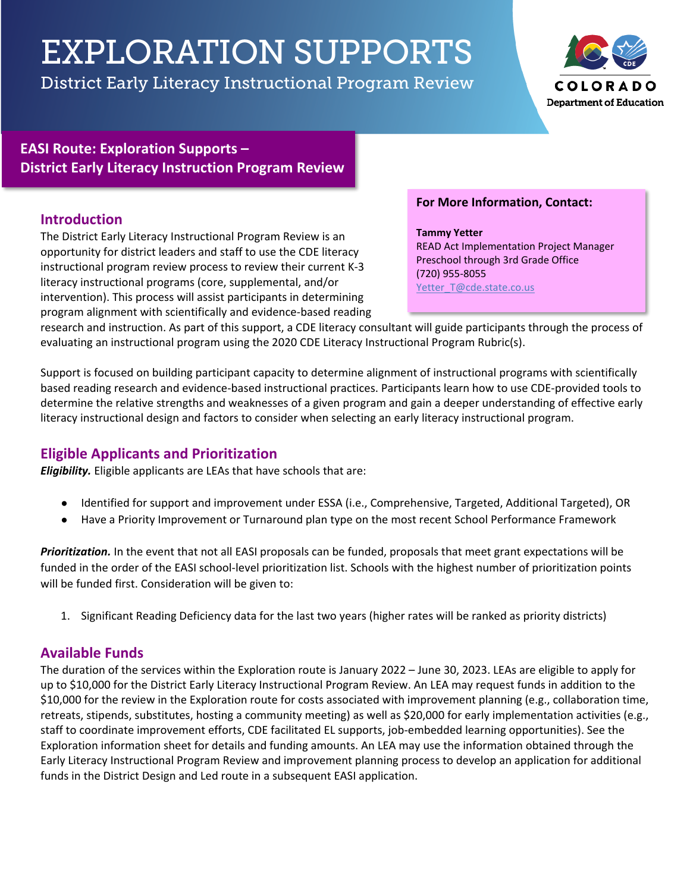# EXPLORATION SUPPORTS

District Early Literacy Instructional Program Review

COLORADO
Department of Education

## EASI Route: Exploration Supports – District Early Literacy Instruction Program Review

**For More Information, Contact:**

**Tammy Yetter**
READ Act Implementation Project Manager
Preschool through 3rd Grade Office
(720) 955-8055
Yetter_T@cde.state.co.us

### Introduction

The District Early Literacy Instructional Program Review is an opportunity for district leaders and staff to use the CDE literacy instructional program review process to review their current K-3 literacy instructional programs (core, supplemental, and/or intervention). This process will assist participants in determining program alignment with scientifically and evidence-based reading research and instruction. As part of this support, a CDE literacy consultant will guide participants through the process of evaluating an instructional program using the 2020 CDE Literacy Instructional Program Rubric(s).

Support is focused on building participant capacity to determine alignment of instructional programs with scientifically based reading research and evidence-based instructional practices. Participants learn how to use CDE-provided tools to determine the relative strengths and weaknesses of a given program and gain a deeper understanding of effective early literacy instructional design and factors to consider when selecting an early literacy instructional program.

### Eligible Applicants and Prioritization

***Eligibility.*** Eligible applicants are LEAs that have schools that are:

- Identified for support and improvement under ESSA (i.e., Comprehensive, Targeted, Additional Targeted), OR
- Have a Priority Improvement or Turnaround plan type on the most recent School Performance Framework

***Prioritization.*** In the event that not all EASI proposals can be funded, proposals that meet grant expectations will be funded in the order of the EASI school-level prioritization list. Schools with the highest number of prioritization points will be funded first. Consideration will be given to:

1. Significant Reading Deficiency data for the last two years (higher rates will be ranked as priority districts)

### Available Funds

The duration of the services within the Exploration route is January 2022 – June 30, 2023. LEAs are eligible to apply for up to $10,000 for the District Early Literacy Instructional Program Review. An LEA may request funds in addition to the $10,000 for the review in the Exploration route for costs associated with improvement planning (e.g., collaboration time, retreats, stipends, substitutes, hosting a community meeting) as well as $20,000 for early implementation activities (e.g., staff to coordinate improvement efforts, CDE facilitated EL supports, job-embedded learning opportunities). See the Exploration information sheet for details and funding amounts. An LEA may use the information obtained through the Early Literacy Instructional Program Review and improvement planning process to develop an application for additional funds in the District Design and Led route in a subsequent EASI application.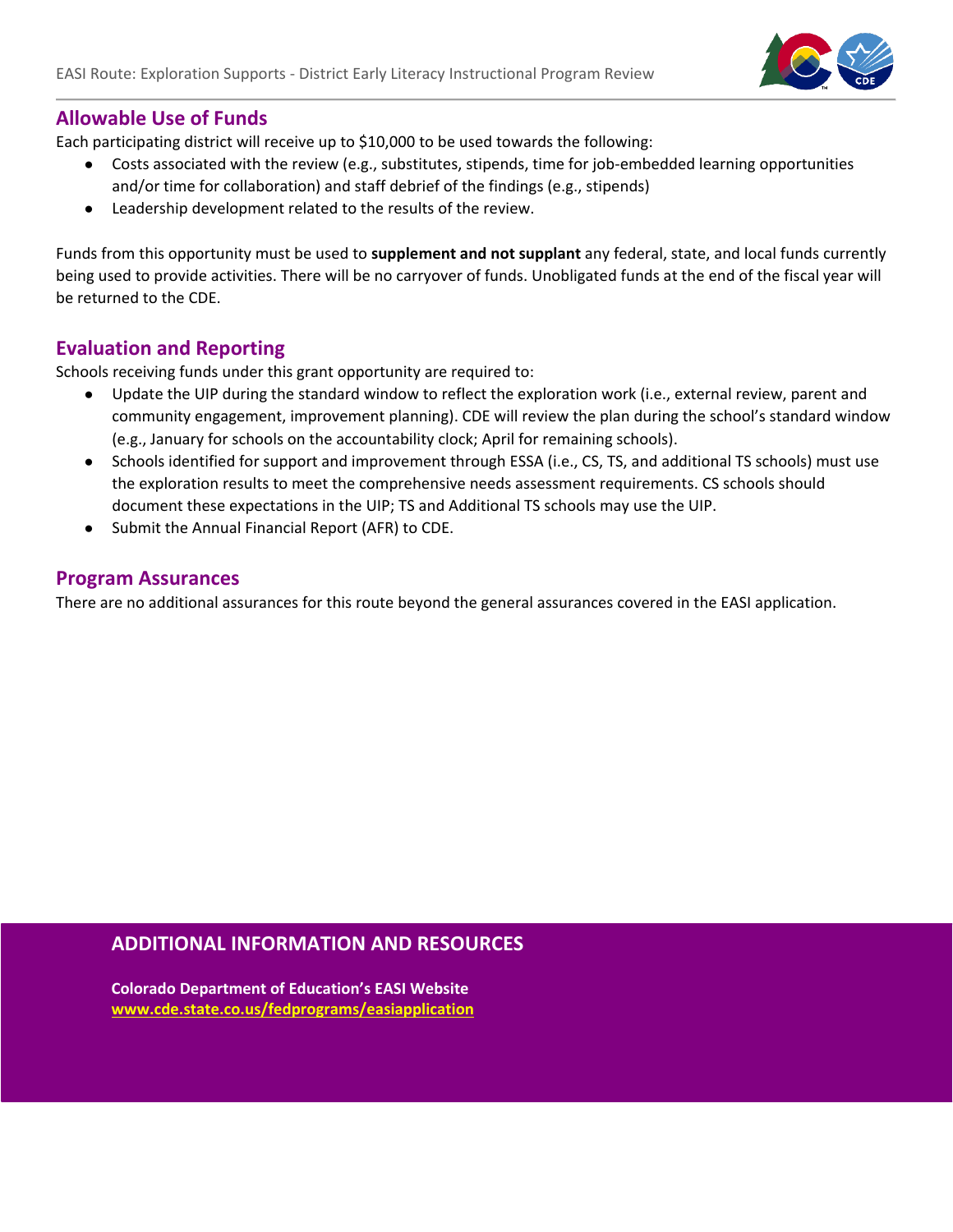## Allowable Use of Funds

Each participating district will receive up to $10,000 to be used towards the following:

- Costs associated with the review (e.g., substitutes, stipends, time for job-embedded learning opportunities and/or time for collaboration) and staff debrief of the findings (e.g., stipends)
- Leadership development related to the results of the review.

Funds from this opportunity must be used to **supplement and not supplant** any federal, state, and local funds currently being used to provide activities. There will be no carryover of funds. Unobligated funds at the end of the fiscal year will be returned to the CDE.

## Evaluation and Reporting

Schools receiving funds under this grant opportunity are required to:

- Update the UIP during the standard window to reflect the exploration work (i.e., external review, parent and community engagement, improvement planning). CDE will review the plan during the school's standard window (e.g., January for schools on the accountability clock; April for remaining schools).
- Schools identified for support and improvement through ESSA (i.e., CS, TS, and additional TS schools) must use the exploration results to meet the comprehensive needs assessment requirements. CS schools should document these expectations in the UIP; TS and Additional TS schools may use the UIP.
- Submit the Annual Financial Report (AFR) to CDE.

## Program Assurances

There are no additional assurances for this route beyond the general assurances covered in the EASI application.

## ADDITIONAL INFORMATION AND RESOURCES

**Colorado Department of Education's EASI Website**
**www.cde.state.co.us/fedprograms/easiapplication**